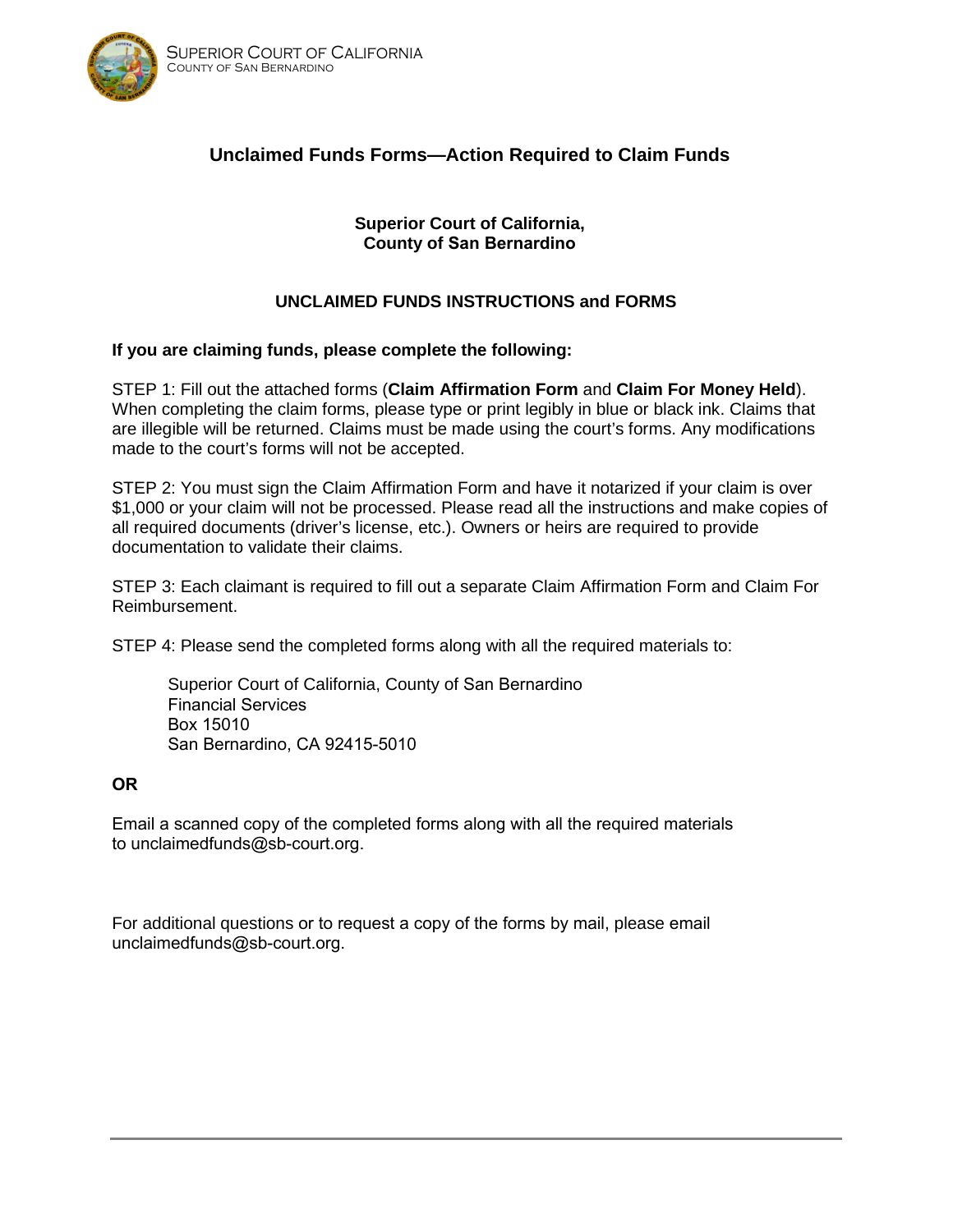# Unclaimed Funds Forms—Action Required to Claim Funds

**Superior Court of California,**
**County of San Bernardino**

**UNCLAIMED FUNDS INSTRUCTIONS and FORMS**

**If you are claiming funds, please complete the following:**

STEP 1: Fill out the attached forms (**Claim Affirmation Form** and **Claim For Money Held**). When completing the claim forms, please type or print legibly in blue or black ink. Claims that are illegible will be returned. Claims must be made using the court's forms. Any modifications made to the court's forms will not be accepted.

STEP 2: You must sign the Claim Affirmation Form and have it notarized if your claim is over $1,000 or your claim will not be processed. Please read all the instructions and make copies of all required documents (driver's license, etc.). Owners or heirs are required to provide documentation to validate their claims.

STEP 3: Each claimant is required to fill out a separate Claim Affirmation Form and Claim For Reimbursement.

STEP 4: Please send the completed forms along with all the required materials to:

> Superior Court of California, County of San Bernardino
> Financial Services
> Box 15010
> San Bernardino, CA 92415-5010

**OR**

Email a scanned copy of the completed forms along with all the required materials to unclaimedfunds@sb-court.org.

For additional questions or to request a copy of the forms by mail, please email unclaimedfunds@sb-court.org.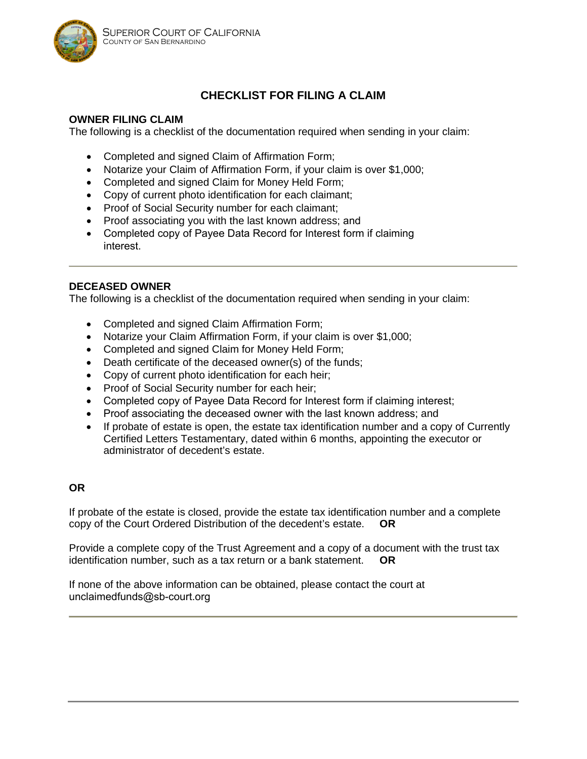SUPERIOR COURT OF CALIFORNIA
COUNTY OF SAN BERNARDINO

# CHECKLIST FOR FILING A CLAIM

## OWNER FILING CLAIM

The following is a checklist of the documentation required when sending in your claim:

- Completed and signed Claim of Affirmation Form;
- Notarize your Claim of Affirmation Form, if your claim is over $1,000;
- Completed and signed Claim for Money Held Form;
- Copy of current photo identification for each claimant;
- Proof of Social Security number for each claimant;
- Proof associating you with the last known address; and
- Completed copy of Payee Data Record for Interest form if claiming interest.

---

## DECEASED OWNER

The following is a checklist of the documentation required when sending in your claim:

- Completed and signed Claim Affirmation Form;
- Notarize your Claim Affirmation Form, if your claim is over $1,000;
- Completed and signed Claim for Money Held Form;
- Death certificate of the deceased owner(s) of the funds;
- Copy of current photo identification for each heir;
- Proof of Social Security number for each heir;
- Completed copy of Payee Data Record for Interest form if claiming interest;
- Proof associating the deceased owner with the last known address; and
- If probate of estate is open, the estate tax identification number and a copy of Currently Certified Letters Testamentary, dated within 6 months, appointing the executor or administrator of decedent's estate.

**OR**

If probate of the estate is closed, provide the estate tax identification number and a complete copy of the Court Ordered Distribution of the decedent's estate. **OR**

Provide a complete copy of the Trust Agreement and a copy of a document with the trust tax identification number, such as a tax return or a bank statement. **OR**

If none of the above information can be obtained, please contact the court at unclaimedfunds@sb-court.org

---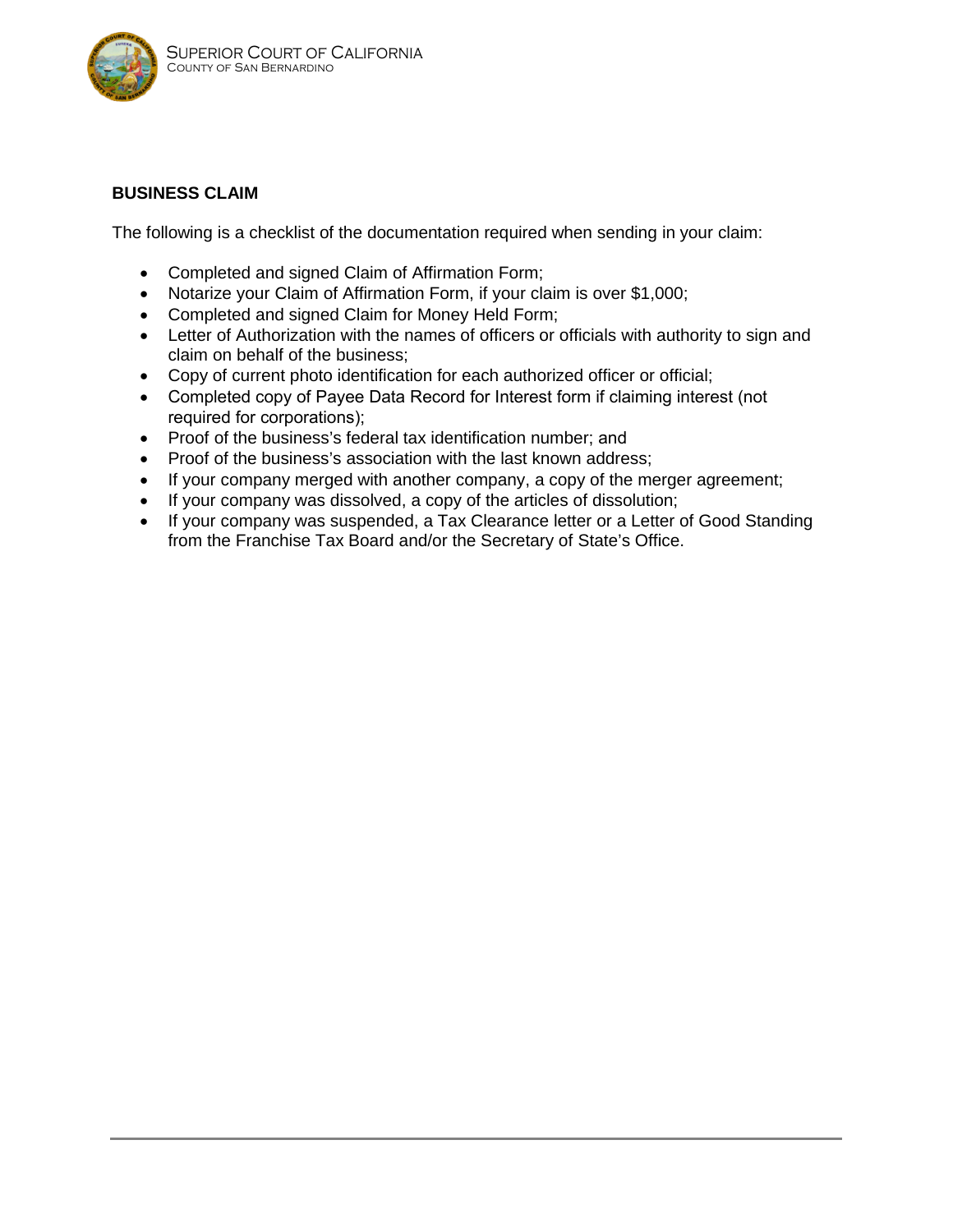## BUSINESS CLAIM

The following is a checklist of the documentation required when sending in your claim:

- Completed and signed Claim of Affirmation Form;
- Notarize your Claim of Affirmation Form, if your claim is over $1,000;
- Completed and signed Claim for Money Held Form;
- Letter of Authorization with the names of officers or officials with authority to sign and claim on behalf of the business;
- Copy of current photo identification for each authorized officer or official;
- Completed copy of Payee Data Record for Interest form if claiming interest (not required for corporations);
- Proof of the business's federal tax identification number; and
- Proof of the business's association with the last known address;
- If your company merged with another company, a copy of the merger agreement;
- If your company was dissolved, a copy of the articles of dissolution;
- If your company was suspended, a Tax Clearance letter or a Letter of Good Standing from the Franchise Tax Board and/or the Secretary of State's Office.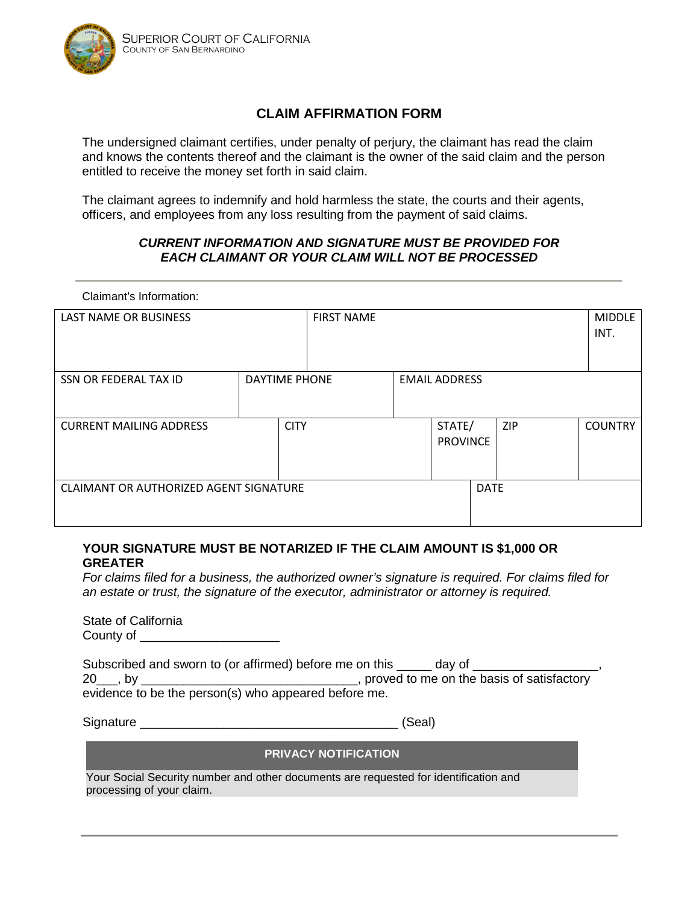SUPERIOR COURT OF CALIFORNIA
COUNTY OF SAN BERNARDINO

## CLAIM AFFIRMATION FORM

The undersigned claimant certifies, under penalty of perjury, the claimant has read the claim and knows the contents thereof and the claimant is the owner of the said claim and the person entitled to receive the money set forth in said claim.

The claimant agrees to indemnify and hold harmless the state, the courts and their agents, officers, and employees from any loss resulting from the payment of said claims.

***CURRENT INFORMATION AND SIGNATURE MUST BE PROVIDED FOR EACH CLAIMANT OR YOUR CLAIM WILL NOT BE PROCESSED***

Claimant's Information:

| LAST NAME OR BUSINESS | FIRST NAME | MIDDLE INT. |
|---|---|---|
| | | |

| SSN OR FEDERAL TAX ID | DAYTIME PHONE | EMAIL ADDRESS |
|---|---|---|
| | | |

| CURRENT MAILING ADDRESS | CITY | STATE/ PROVINCE | ZIP | COUNTRY |
|---|---|---|---|---|
| | | | | |

| CLAIMANT OR AUTHORIZED AGENT SIGNATURE | DATE |
|---|---|
| | |

**YOUR SIGNATURE MUST BE NOTARIZED IF THE CLAIM AMOUNT IS $1,000 OR GREATER**

*For claims filed for a business, the authorized owner's signature is required. For claims filed for an estate or trust, the signature of the executor, administrator or attorney is required.*

State of California
County of ____________________

Subscribed and sworn to (or affirmed) before me on this _____ day of _________________, 20___, by ______________________________, proved to me on the basis of satisfactory evidence to be the person(s) who appeared before me.

Signature ____________________________________ (Seal)

**PRIVACY NOTIFICATION**

Your Social Security number and other documents are requested for identification and processing of your claim.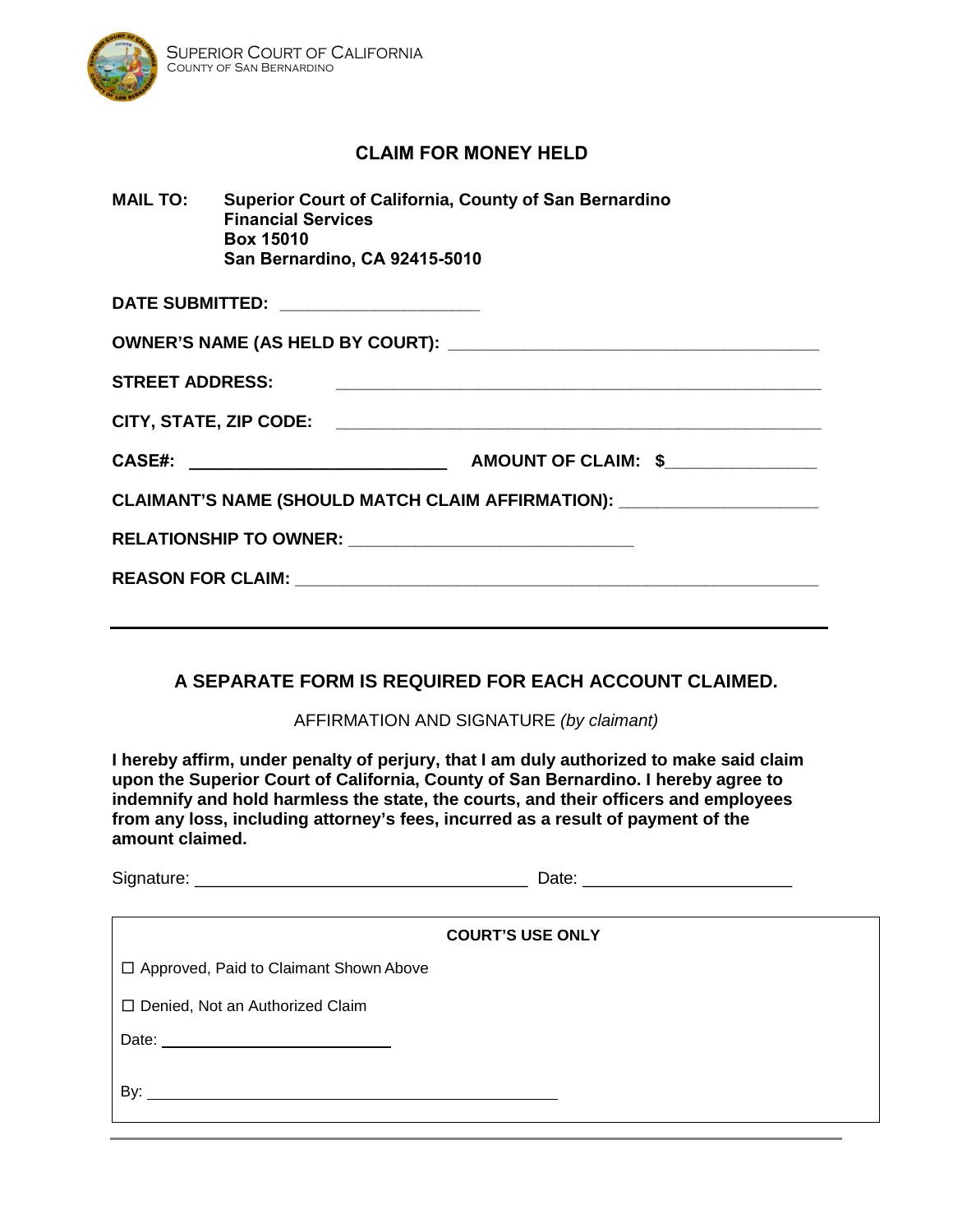SUPERIOR COURT OF CALIFORNIA
COUNTY OF SAN BERNARDINO

## CLAIM FOR MONEY HELD

**MAIL TO:** **Superior Court of California, County of San Bernardino**
**Financial Services**
**Box 15010**
**San Bernardino, CA 92415-5010**

**DATE SUBMITTED:** ____________________

**OWNER'S NAME (AS HELD BY COURT):** ____________________________________

**STREET ADDRESS:** ____________________________________________

**CITY, STATE, ZIP CODE:** ____________________________________________

**CASE#:** ________________________ **AMOUNT OF CLAIM: $**______________

**CLAIMANT'S NAME (SHOULD MATCH CLAIM AFFIRMATION):** ____________________

**RELATIONSHIP TO OWNER:** ____________________________

**REASON FOR CLAIM:** ______________________________________________________

---

### A SEPARATE FORM IS REQUIRED FOR EACH ACCOUNT CLAIMED.

AFFIRMATION AND SIGNATURE *(by claimant)*

**I hereby affirm, under penalty of perjury, that I am duly authorized to make said claim upon the Superior Court of California, County of San Bernardino. I hereby agree to indemnify and hold harmless the state, the courts, and their officers and employees from any loss, including attorney's fees, incurred as a result of payment of the amount claimed.**

Signature: ________________________________ Date: ____________________

**COURT'S USE ONLY**

☐ Approved, Paid to Claimant Shown Above

☐ Denied, Not an Authorized Claim

Date: ________________________

By: ____________________________________________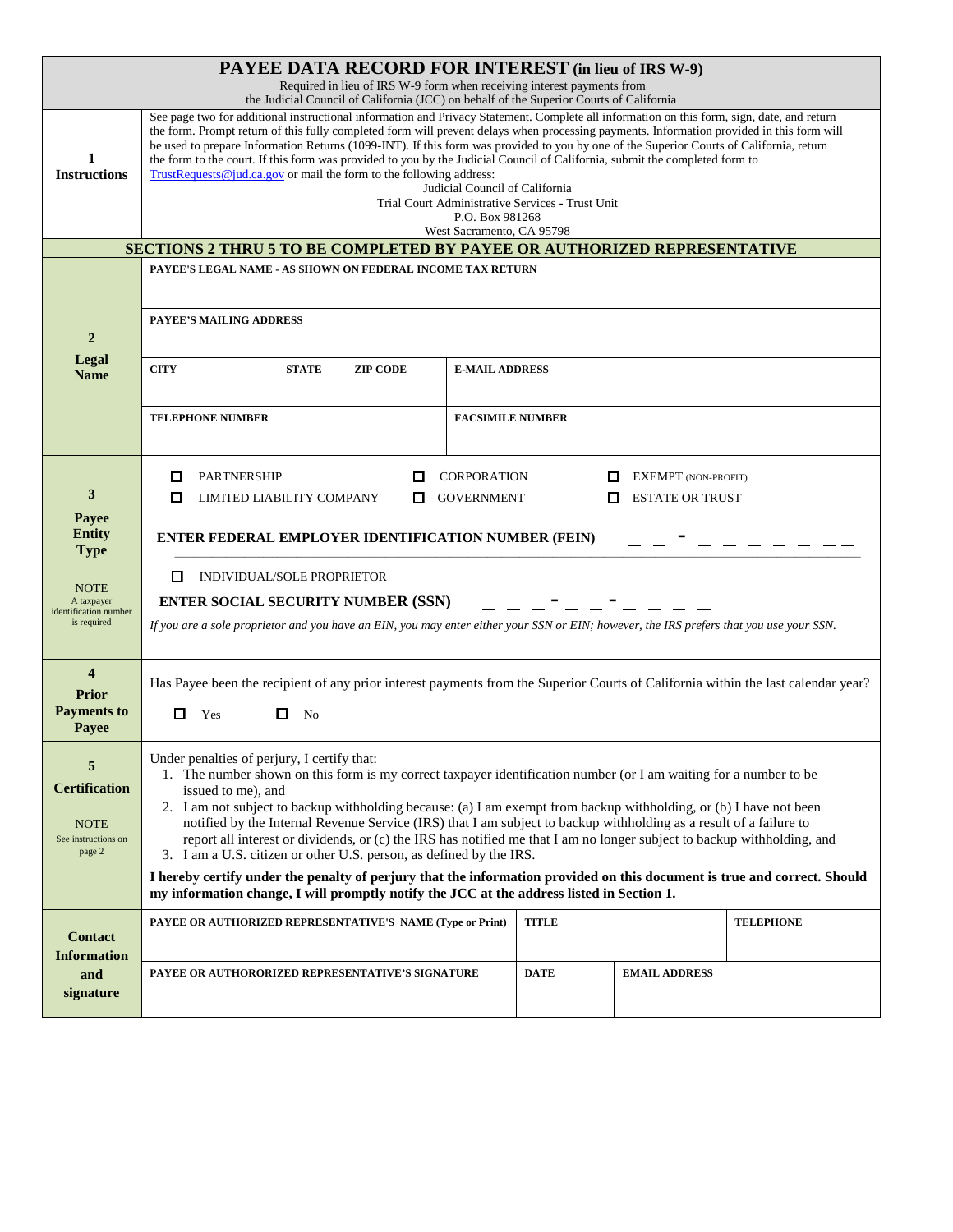# PAYEE DATA RECORD FOR INTEREST (in lieu of IRS W-9)

Required in lieu of IRS W-9 form when receiving interest payments from the Judicial Council of California (JCC) on behalf of the Superior Courts of California

## 1 Instructions

See page two for additional instructional information and Privacy Statement. Complete all information on this form, sign, date, and return the form. Prompt return of this fully completed form will prevent delays when processing payments. Information provided in this form will be used to prepare Information Returns (1099-INT). If this form was provided to you by one of the Superior Courts of California, return the form to the court. If this form was provided to you by the Judicial Council of California, submit the completed form to TrustRequests@jud.ca.gov or mail the form to the following address:

Judicial Council of California
Trial Court Administrative Services - Trust Unit
P.O. Box 981268
West Sacramento, CA 95798

## SECTIONS 2 THRU 5 TO BE COMPLETED BY PAYEE OR AUTHORIZED REPRESENTATIVE

## 2 Legal Name

**PAYEE'S LEGAL NAME - AS SHOWN ON FEDERAL INCOME TAX RETURN**

**PAYEE'S MAILING ADDRESS**

| CITY | STATE | ZIP CODE | E-MAIL ADDRESS |
|---|---|---|---|
| | | | |

| TELEPHONE NUMBER | FACSIMILE NUMBER |
|---|---|
| | |

## 3 Payee Entity Type

NOTE: A taxpayer identification number is required

- ☐ PARTNERSHIP
- ☐ CORPORATION
- ☐ EXEMPT (NON-PROFIT)
- ☐ LIMITED LIABILITY COMPANY
- ☐ GOVERNMENT
- ☐ ESTATE OR TRUST

**ENTER FEDERAL EMPLOYER IDENTIFICATION NUMBER (FEIN)** _ _ - _ _ _ _ _ _ _

- ☐ INDIVIDUAL/SOLE PROPRIETOR

**ENTER SOCIAL SECURITY NUMBER (SSN)** _ _ _ - _ _ - _ _ _ _

*If you are a sole proprietor and you have an EIN, you may enter either your SSN or EIN; however, the IRS prefers that you use your SSN.*

## 4 Prior Payments to Payee

Has Payee been the recipient of any prior interest payments from the Superior Courts of California within the last calendar year?

- ☐ Yes
- ☐ No

## 5 Certification

NOTE: See instructions on page 2

Under penalties of perjury, I certify that:

1. The number shown on this form is my correct taxpayer identification number (or I am waiting for a number to be issued to me), and
2. I am not subject to backup withholding because: (a) I am exempt from backup withholding, or (b) I have not been notified by the Internal Revenue Service (IRS) that I am subject to backup withholding as a result of a failure to report all interest or dividends, or (c) the IRS has notified me that I am no longer subject to backup withholding, and
3. I am a U.S. citizen or other U.S. person, as defined by the IRS.

**I hereby certify under the penalty of perjury that the information provided on this document is true and correct. Should my information change, I will promptly notify the JCC at the address listed in Section 1.**

## Contact Information and signature

| PAYEE OR AUTHORIZED REPRESENTATIVE'S NAME (Type or Print) | TITLE | | TELEPHONE |
|---|---|---|---|
| | | | |
| **PAYEE OR AUTHORORIZED REPRESENTATIVE'S SIGNATURE** | **DATE** | **EMAIL ADDRESS** | |
| | | | |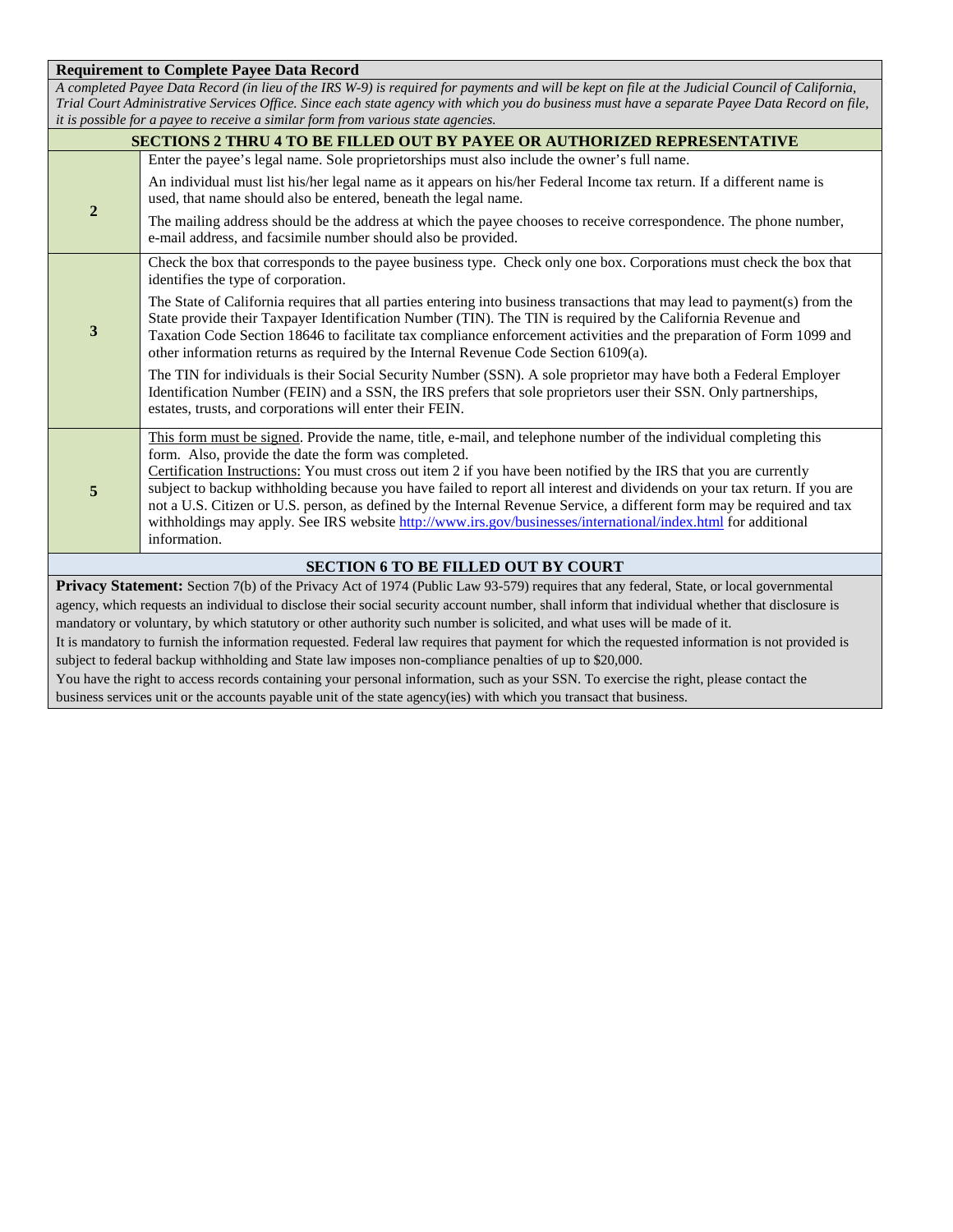**Requirement to Complete Payee Data Record**

*A completed Payee Data Record (in lieu of the IRS W-9) is required for payments and will be kept on file at the Judicial Council of California, Trial Court Administrative Services Office. Since each state agency with which you do business must have a separate Payee Data Record on file, it is possible for a payee to receive a similar form from various state agencies.*

**SECTIONS 2 THRU 4 TO BE FILLED OUT BY PAYEE OR AUTHORIZED REPRESENTATIVE**

| | |
|---|---|
| **2** | Enter the payee's legal name. Sole proprietorships must also include the owner's full name.<br><br>An individual must list his/her legal name as it appears on his/her Federal Income tax return. If a different name is used, that name should also be entered, beneath the legal name.<br><br>The mailing address should be the address at which the payee chooses to receive correspondence. The phone number, e-mail address, and facsimile number should also be provided. |
| **3** | Check the box that corresponds to the payee business type. Check only one box. Corporations must check the box that identifies the type of corporation.<br><br>The State of California requires that all parties entering into business transactions that may lead to payment(s) from the State provide their Taxpayer Identification Number (TIN). The TIN is required by the California Revenue and Taxation Code Section 18646 to facilitate tax compliance enforcement activities and the preparation of Form 1099 and other information returns as required by the Internal Revenue Code Section 6109(a).<br><br>The TIN for individuals is their Social Security Number (SSN). A sole proprietor may have both a Federal Employer Identification Number (FEIN) and a SSN, the IRS prefers that sole proprietors user their SSN. Only partnerships, estates, trusts, and corporations will enter their FEIN. |
| **5** | This form must be signed. Provide the name, title, e-mail, and telephone number of the individual completing this form. Also, provide the date the form was completed.<br>Certification Instructions: You must cross out item 2 if you have been notified by the IRS that you are currently subject to backup withholding because you have failed to report all interest and dividends on your tax return. If you are not a U.S. Citizen or U.S. person, as defined by the Internal Revenue Service, a different form may be required and tax withholdings may apply. See IRS website http://www.irs.gov/businesses/international/index.html for additional information. |

**SECTION 6 TO BE FILLED OUT BY COURT**

**Privacy Statement:** Section 7(b) of the Privacy Act of 1974 (Public Law 93-579) requires that any federal, State, or local governmental agency, which requests an individual to disclose their social security account number, shall inform that individual whether that disclosure is mandatory or voluntary, by which statutory or other authority such number is solicited, and what uses will be made of it.

It is mandatory to furnish the information requested. Federal law requires that payment for which the requested information is not provided is subject to federal backup withholding and State law imposes non-compliance penalties of up to $20,000.

You have the right to access records containing your personal information, such as your SSN. To exercise the right, please contact the business services unit or the accounts payable unit of the state agency(ies) with which you transact that business.